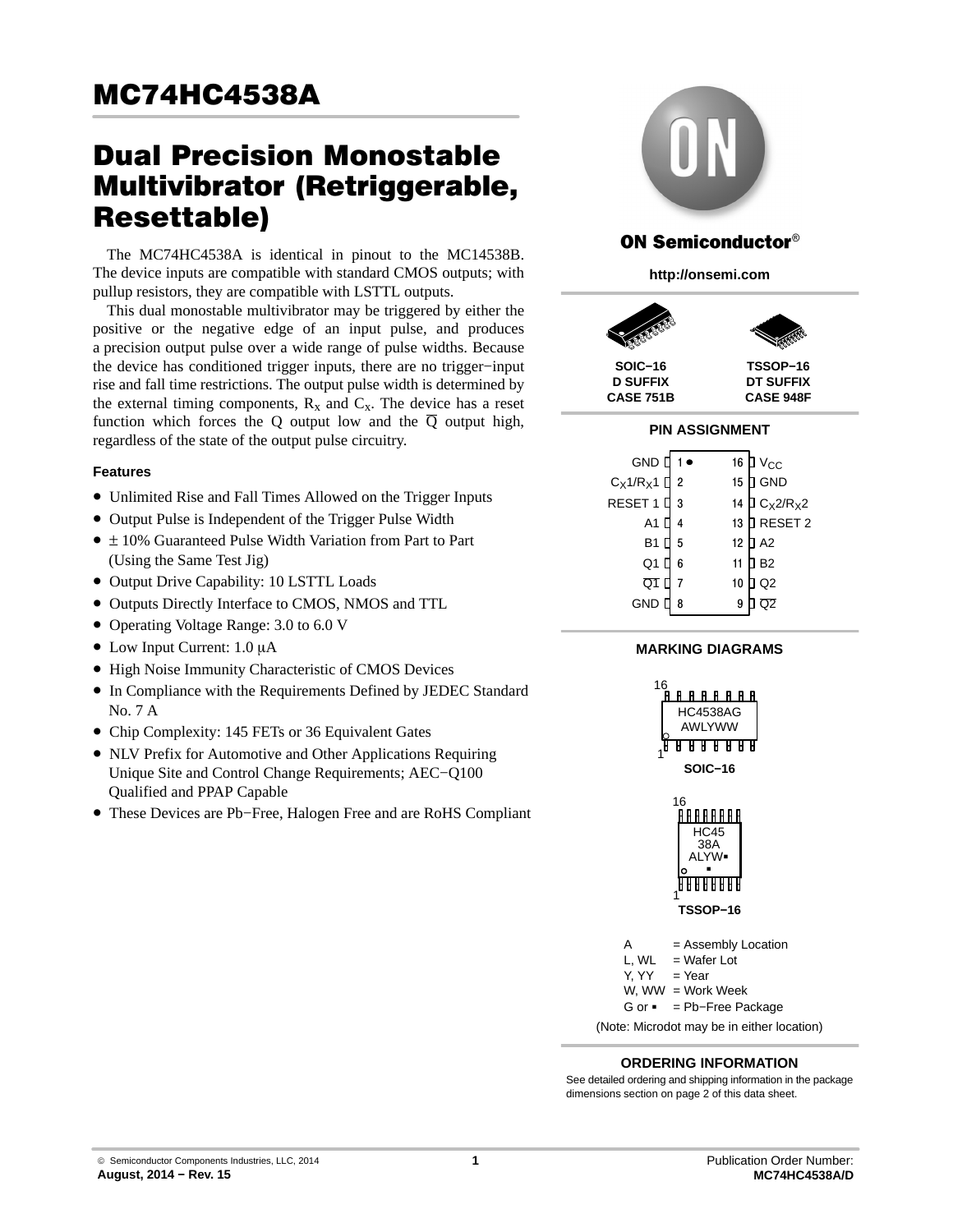# MC74HC4538A

## Dual Precision Monostable Multivibrator (Retriggerable, Resettable)

The MC74HC4538A is identical in pinout to the MC14538B. The device inputs are compatible with standard CMOS outputs; with pullup resistors, they are compatible with LSTTL outputs.

This dual monostable multivibrator may be triggered by either the positive or the negative edge of an input pulse, and produces a precision output pulse over a wide range of pulse widths. Because the device has conditioned trigger inputs, there are no trigger−input rise and fall time restrictions. The output pulse width is determined by the external timing components, $R_X$ and $C_X$. The device has a reset function which forces the Q output low and the $\overline{Q}$ output high, regardless of the state of the output pulse circuitry.

### Features

- Unlimited Rise and Fall Times Allowed on the Trigger Inputs
- Output Pulse is Independent of the Trigger Pulse Width
- ± 10% Guaranteed Pulse Width Variation from Part to Part (Using the Same Test Jig)
- Output Drive Capability: 10 LSTTL Loads
- Outputs Directly Interface to CMOS, NMOS and TTL
- Operating Voltage Range: 3.0 to 6.0 V
- Low Input Current: 1.0 μA
- High Noise Immunity Characteristic of CMOS Devices
- In Compliance with the Requirements Defined by JEDEC Standard No. 7 A
- Chip Complexity: 145 FETs or 36 Equivalent Gates
- NLV Prefix for Automotive and Other Applications Requiring Unique Site and Control Change Requirements; AEC−Q100 Qualified and PPAP Capable
- These Devices are Pb−Free, Halogen Free and are RoHS Compliant

**ON Semiconductor®**

**http://onsemi.com**

| SOIC−16 D SUFFIX CASE 751B | TSSOP−16 DT SUFFIX CASE 948F |
|---|---|

### PIN ASSIGNMENT

| Pin | Name | Pin | Name |
|---|---|---|---|
| 1 | GND | 16 | $V_{CC}$ |
| 2 | $C_X1/R_X1$ | 15 | GND |
| 3 | RESET 1 | 14 | $C_X2/R_X2$ |
| 4 | A1 | 13 | RESET 2 |
| 5 | B1 | 12 | A2 |
| 6 | Q1 | 11 | B2 |
| 7 | $\overline{Q1}$ | 10 | Q2 |
| 8 | GND | 9 | $\overline{Q2}$ |

### MARKING DIAGRAMS

SOIC−16: HC4538AG AWLYWW

TSSOP−16: HC45 38A ALYW▪ ▪

A = Assembly Location
L, WL = Wafer Lot
Y, YY = Year
W, WW = Work Week
G or ▪ = Pb−Free Package

(Note: Microdot may be in either location)

### ORDERING INFORMATION

See detailed ordering and shipping information in the package dimensions section on page 2 of this data sheet.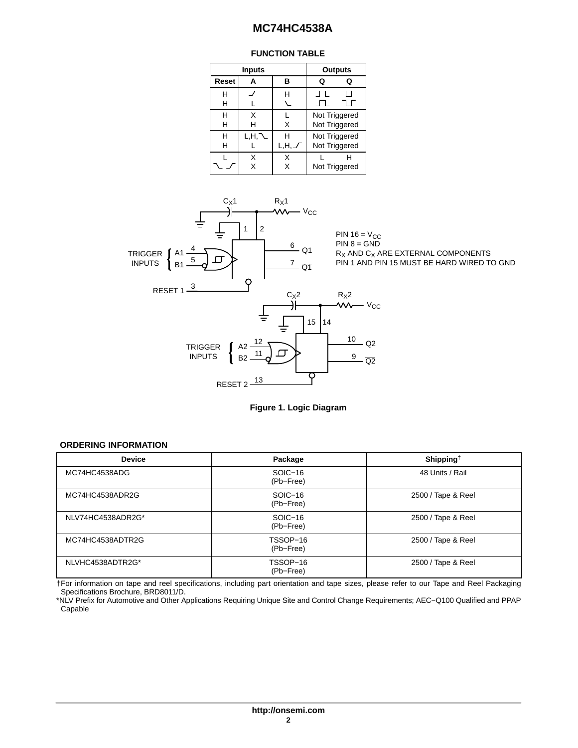**FUNCTION TABLE**

| Inputs | | | Outputs | |
|---|---|---|---|---|
| **Reset** | **A** | **B** | **Q** | **$\overline{Q}$** |
| H | ↑ | H | ⎍ | ⊔ |
| H | L | ↓ | ⎍ | ⊔ |
| H | X | L | Not Triggered | |
| H | H | X | Not Triggered | |
| H | L,H,↓ | H | Not Triggered | |
| H | L | L,H,↑ | Not Triggered | |
| L | X | X | L | H |
| ↓ ↑ | X | X | Not Triggered | |

PIN 16 = $V_{CC}$
PIN 8 = GND
$R_X$ AND $C_X$ ARE EXTERNAL COMPONENTS
PIN 1 AND PIN 15 MUST BE HARD WIRED TO GND

**Figure 1. Logic Diagram**

**ORDERING INFORMATION**

| Device | Package | Shipping[†] |
|---|---|---|
| MC74HC4538ADG | SOIC−16 (Pb−Free) | 48 Units / Rail |
| MC74HC4538ADR2G | SOIC−16 (Pb−Free) | 2500 / Tape & Reel |
| NLV74HC4538ADR2G* | SOIC−16 (Pb−Free) | 2500 / Tape & Reel |
| MC74HC4538ADTR2G | TSSOP−16 (Pb−Free) | 2500 / Tape & Reel |
| NLVHC4538ADTR2G* | TSSOP−16 (Pb−Free) | 2500 / Tape & Reel |

†For information on tape and reel specifications, including part orientation and tape sizes, please refer to our Tape and Reel Packaging Specifications Brochure, BRD8011/D.

*NLV Prefix for Automotive and Other Applications Requiring Unique Site and Control Change Requirements; AEC−Q100 Qualified and PPAP Capable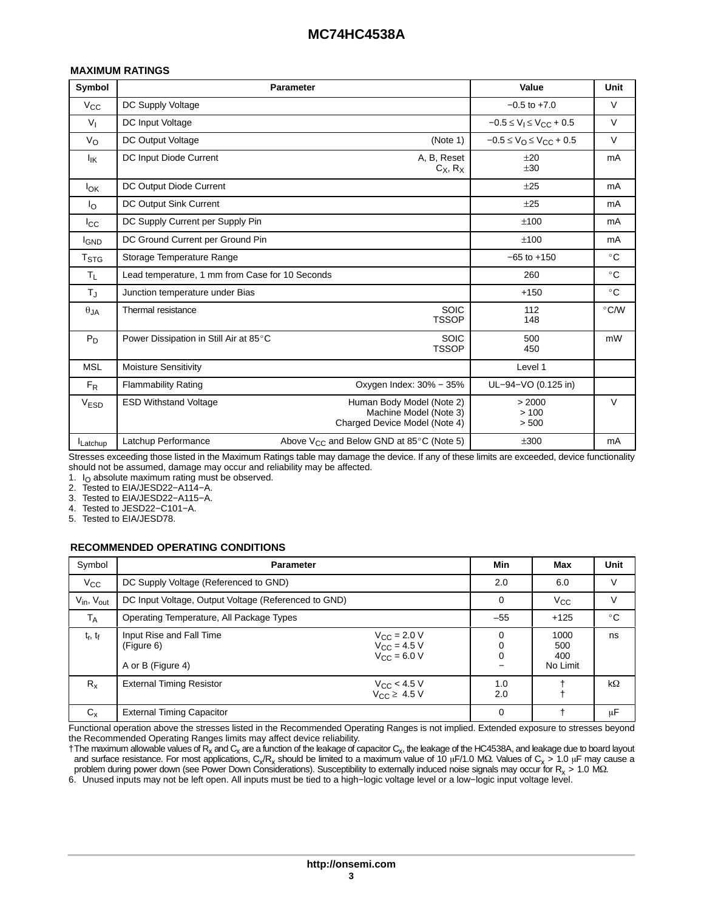## MAXIMUM RATINGS

| Symbol | Parameter | | Value | Unit |
|---|---|---|---|---|
| $V_{CC}$ | DC Supply Voltage | | −0.5 to +7.0 | V |
| $V_I$ | DC Input Voltage | | $-0.5 \le V_I \le V_{CC} + 0.5$ | V |
| $V_O$ | DC Output Voltage | (Note 1) | $-0.5 \le V_O \le V_{CC} + 0.5$ | V |
| $I_{IK}$ | DC Input Diode Current | A, B, Reset<br>$C_X$, $R_X$ | ±20<br>±30 | mA |
| $I_{OK}$ | DC Output Diode Current | | ±25 | mA |
| $I_O$ | DC Output Sink Current | | ±25 | mA |
| $I_{CC}$ | DC Supply Current per Supply Pin | | ±100 | mA |
| $I_{GND}$ | DC Ground Current per Ground Pin | | ±100 | mA |
| $T_{STG}$ | Storage Temperature Range | | −65 to +150 | °C |
| $T_L$ | Lead temperature, 1 mm from Case for 10 Seconds | | 260 | °C |
| $T_J$ | Junction temperature under Bias | | +150 | °C |
| $\theta_{JA}$ | Thermal resistance | SOIC<br>TSSOP | 112<br>148 | °C/W |
| $P_D$ | Power Dissipation in Still Air at 85°C | SOIC<br>TSSOP | 500<br>450 | mW |
| MSL | Moisture Sensitivity | | Level 1 | |
| $F_R$ | Flammability Rating | Oxygen Index: 30% − 35% | UL−94−VO (0.125 in) | |
| $V_{ESD}$ | ESD Withstand Voltage | Human Body Model (Note 2)<br>Machine Model (Note 3)<br>Charged Device Model (Note 4) | > 2000<br>> 100<br>> 500 | V |
| $I_{Latchup}$ | Latchup Performance | Above $V_{CC}$ and Below GND at 85°C (Note 5) | ±300 | mA |

Stresses exceeding those listed in the Maximum Ratings table may damage the device. If any of these limits are exceeded, device functionality should not be assumed, damage may occur and reliability may be affected.

1. $I_O$ absolute maximum rating must be observed.
2. Tested to EIA/JESD22−A114−A.
3. Tested to EIA/JESD22−A115−A.
4. Tested to JESD22−C101−A.
5. Tested to EIA/JESD78.

## RECOMMENDED OPERATING CONDITIONS

| Symbol | Parameter | | Min | Max | Unit |
|---|---|---|---|---|---|
| $V_{CC}$ | DC Supply Voltage (Referenced to GND) | | 2.0 | 6.0 | V |
| $V_{in}$, $V_{out}$ | DC Input Voltage, Output Voltage (Referenced to GND) | | 0 | $V_{CC}$ | V |
| $T_A$ | Operating Temperature, All Package Types | | –55 | +125 | °C |
| $t_r$, $t_f$ | Input Rise and Fall Time<br>(Figure 6)<br><br>A or B (Figure 4) | $V_{CC} = 2.0$ V<br>$V_{CC} = 4.5$ V<br>$V_{CC} = 6.0$ V | 0<br>0<br>0<br>− | 1000<br>500<br>400<br>No Limit | ns |
| $R_x$ | External Timing Resistor | $V_{CC} < 4.5$ V<br>$V_{CC} \ge 4.5$ V | 1.0<br>2.0 | †<br>† | kΩ |
| $C_x$ | External Timing Capacitor | | 0 | † | μF |

Functional operation above the stresses listed in the Recommended Operating Ranges is not implied. Extended exposure to stresses beyond the Recommended Operating Ranges limits may affect device reliability.

† The maximum allowable values of $R_x$ and $C_x$ are a function of the leakage of capacitor $C_x$, the leakage of the HC4538A, and leakage due to board layout and surface resistance. For most applications, $C_x/R_x$ should be limited to a maximum value of 10 μF/1.0 MΩ. Values of $C_x$ > 1.0 μF may cause a problem during power down (see Power Down Considerations). Susceptibility to externally induced noise signals may occur for $R_x$ > 1.0 MΩ.

6. Unused inputs may not be left open. All inputs must be tied to a high−logic voltage level or a low−logic input voltage level.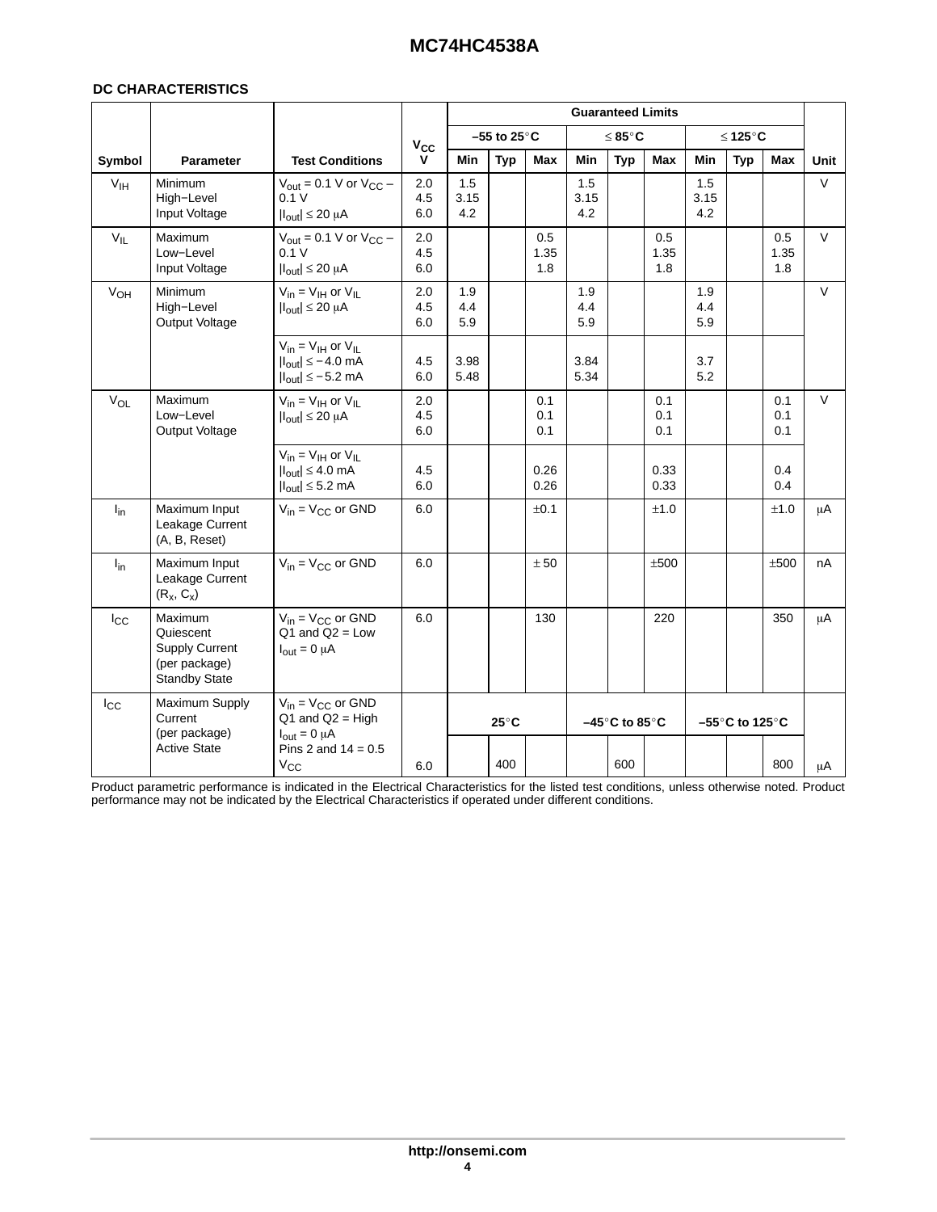## DC CHARACTERISTICS

| Symbol | Parameter | Test Conditions | $V_{CC}$ V | Guaranteed Limits | | | | | | | | | Unit |
|---|---|---|---|---|---|---|---|---|---|---|---|---|---|
| | | | | –55 to 25°C | | | ≤ 85°C | | | ≤ 125°C | | | |
| | | | | Min | Typ | Max | Min | Typ | Max | Min | Typ | Max | |
| $V_{IH}$ | Minimum High−Level Input Voltage | $V_{out}$ = 0.1 V or $V_{CC}$ – 0.1 V<br>$\lvert I_{out}\rvert \le 20$ μA | 2.0<br>4.5<br>6.0 | 1.5<br>3.15<br>4.2 | | | 1.5<br>3.15<br>4.2 | | | 1.5<br>3.15<br>4.2 | | | V |
| $V_{IL}$ | Maximum Low−Level Input Voltage | $V_{out}$ = 0.1 V or $V_{CC}$ – 0.1 V<br>$\lvert I_{out}\rvert \le 20$ μA | 2.0<br>4.5<br>6.0 | | | 0.5<br>1.35<br>1.8 | | | 0.5<br>1.35<br>1.8 | | | 0.5<br>1.35<br>1.8 | V |
| $V_{OH}$ | Minimum High−Level Output Voltage | $V_{in} = V_{IH}$ or $V_{IL}$<br>$\lvert I_{out}\rvert \le 20$ μA | 2.0<br>4.5<br>6.0 | 1.9<br>4.4<br>5.9 | | | 1.9<br>4.4<br>5.9 | | | 1.9<br>4.4<br>5.9 | | | V |
| | | $V_{in} = V_{IH}$ or $V_{IL}$<br>$\lvert I_{out}\rvert \le -4.0$ mA<br>$\lvert I_{out}\rvert \le -5.2$ mA | 4.5<br>6.0 | 3.98<br>5.48 | | | 3.84<br>5.34 | | | 3.7<br>5.2 | | | |
| $V_{OL}$ | Maximum Low−Level Output Voltage | $V_{in} = V_{IH}$ or $V_{IL}$<br>$\lvert I_{out}\rvert \le 20$ μA | 2.0<br>4.5<br>6.0 | | | 0.1<br>0.1<br>0.1 | | | 0.1<br>0.1<br>0.1 | | | 0.1<br>0.1<br>0.1 | V |
| | | $V_{in} = V_{IH}$ or $V_{IL}$<br>$\lvert I_{out}\rvert \le 4.0$ mA<br>$\lvert I_{out}\rvert \le 5.2$ mA | 4.5<br>6.0 | | | 0.26<br>0.26 | | | 0.33<br>0.33 | | | 0.4<br>0.4 | |
| $I_{in}$ | Maximum Input Leakage Current (A, B, Reset) | $V_{in} = V_{CC}$ or GND | 6.0 | | | ±0.1 | | | ±1.0 | | | ±1.0 | μA |
| $I_{in}$ | Maximum Input Leakage Current ($R_x$, $C_x$) | $V_{in} = V_{CC}$ or GND | 6.0 | | | ± 50 | | | ±500 | | | ±500 | nA |
| $I_{CC}$ | Maximum Quiescent Supply Current (per package) Standby State | $V_{in} = V_{CC}$ or GND<br>Q1 and Q2 = Low<br>$I_{out}$ = 0 μA | 6.0 | | | 130 | | | 220 | | | 350 | μA |
| $I_{CC}$ | Maximum Supply Current (per package) Active State | $V_{in} = V_{CC}$ or GND<br>Q1 and Q2 = High<br>$I_{out}$ = 0 μA<br>Pins 2 and 14 = 0.5 $V_{CC}$ | 6.0 | 25°C | | | –45°C to 85°C | | | –55°C to 125°C | | | |
| | | | | | 400 | | | 600 | | | | 800 | μA |

Product parametric performance is indicated in the Electrical Characteristics for the listed test conditions, unless otherwise noted. Product performance may not be indicated by the Electrical Characteristics if operated under different conditions.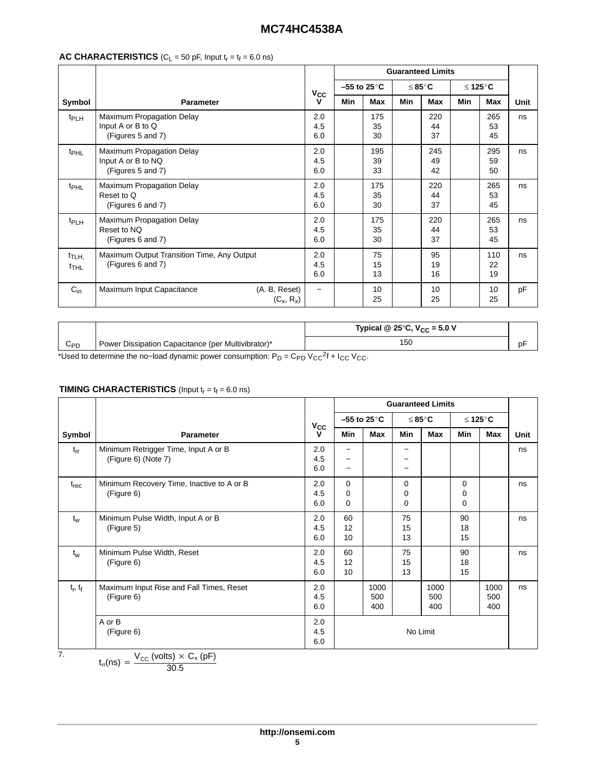**AC CHARACTERISTICS** ($C_L$ = 50 pF, Input $t_r$ = $t_f$ = 6.0 ns)

| Symbol | Parameter | $V_{CC}$ V | Guaranteed Limits | | | | | | Unit |
|---|---|---|---|---|---|---|---|---|---|
| | | | –55 to 25°C | | ≤ 85°C | | ≤ 125°C | | |
| | | | Min | Max | Min | Max | Min | Max | |
| $t_{PLH}$ | Maximum Propagation Delay Input A or B to Q (Figures 5 and 7) | 2.0<br>4.5<br>6.0 | | 175<br>35<br>30 | | 220<br>44<br>37 | | 265<br>53<br>45 | ns |
| $t_{PHL}$ | Maximum Propagation Delay Input A or B to NQ (Figures 5 and 7) | 2.0<br>4.5<br>6.0 | | 195<br>39<br>33 | | 245<br>49<br>42 | | 295<br>59<br>50 | ns |
| $t_{PHL}$ | Maximum Propagation Delay Reset to Q (Figures 6 and 7) | 2.0<br>4.5<br>6.0 | | 175<br>35<br>30 | | 220<br>44<br>37 | | 265<br>53<br>45 | ns |
| $t_{PLH}$ | Maximum Propagation Delay Reset to NQ (Figures 6 and 7) | 2.0<br>4.5<br>6.0 | | 175<br>35<br>30 | | 220<br>44<br>37 | | 265<br>53<br>45 | ns |
| $t_{TLH}$, $t_{THL}$ | Maximum Output Transition Time, Any Output (Figures 6 and 7) | 2.0<br>4.5<br>6.0 | | 75<br>15<br>13 | | 95<br>19<br>16 | | 110<br>22<br>19 | ns |
| $C_{in}$ | Maximum Input Capacitance (A. B, Reset)<br>($C_x$, $R_x$) | – | | 10<br>25 | | 10<br>25 | | 10<br>25 | pF |

| | | Typical @ 25°C, $V_{CC}$ = 5.0 V | |
|---|---|---|---|
| $C_{PD}$ | Power Dissipation Capacitance (per Multivibrator)* | 150 | pF |

*Used to determine the no−load dynamic power consumption: $P_D = C_{PD} V_{CC}^2 f + I_{CC} V_{CC}$.

**TIMING CHARACTERISTICS** (Input $t_r$ = $t_f$ = 6.0 ns)

| Symbol | Parameter | $V_{CC}$ V | Guaranteed Limits | | | | | | Unit |
|---|---|---|---|---|---|---|---|---|---|
| | | | –55 to 25°C | | ≤ 85°C | | ≤ 125°C | | |
| | | | Min | Max | Min | Max | Min | Max | |
| $t_{rr}$ | Minimum Retrigger Time, Input A or B (Figure 6) (Note 7) | 2.0<br>4.5<br>6.0 | –<br>–<br>– | | –<br>–<br>– | | | | ns |
| $t_{rec}$ | Minimum Recovery Time, Inactive to A or B (Figure 6) | 2.0<br>4.5<br>6.0 | 0<br>0<br>0 | | 0<br>0<br>0 | | 0<br>0<br>0 | | ns |
| $t_w$ | Minimum Pulse Width, Input A or B (Figure 5) | 2.0<br>4.5<br>6.0 | 60<br>12<br>10 | | 75<br>15<br>13 | | 90<br>18<br>15 | | ns |
| $t_w$ | Minimum Pulse Width, Reset (Figure 6) | 2.0<br>4.5<br>6.0 | 60<br>12<br>10 | | 75<br>15<br>13 | | 90<br>18<br>15 | | ns |
| $t_r$, $t_f$ | Maximum Input Rise and Fall Times, Reset (Figure 6) | 2.0<br>4.5<br>6.0 | | 1000<br>500<br>400 | | 1000<br>500<br>400 | | 1000<br>500<br>400 | ns |
| | A or B (Figure 6) | 2.0<br>4.5<br>6.0 | No Limit | | | | | | |

7.
$$t_{rr}(\text{ns}) = \frac{V_{CC}\,(\text{volts}) \times C_x\,(\text{pF})}{30.5}$$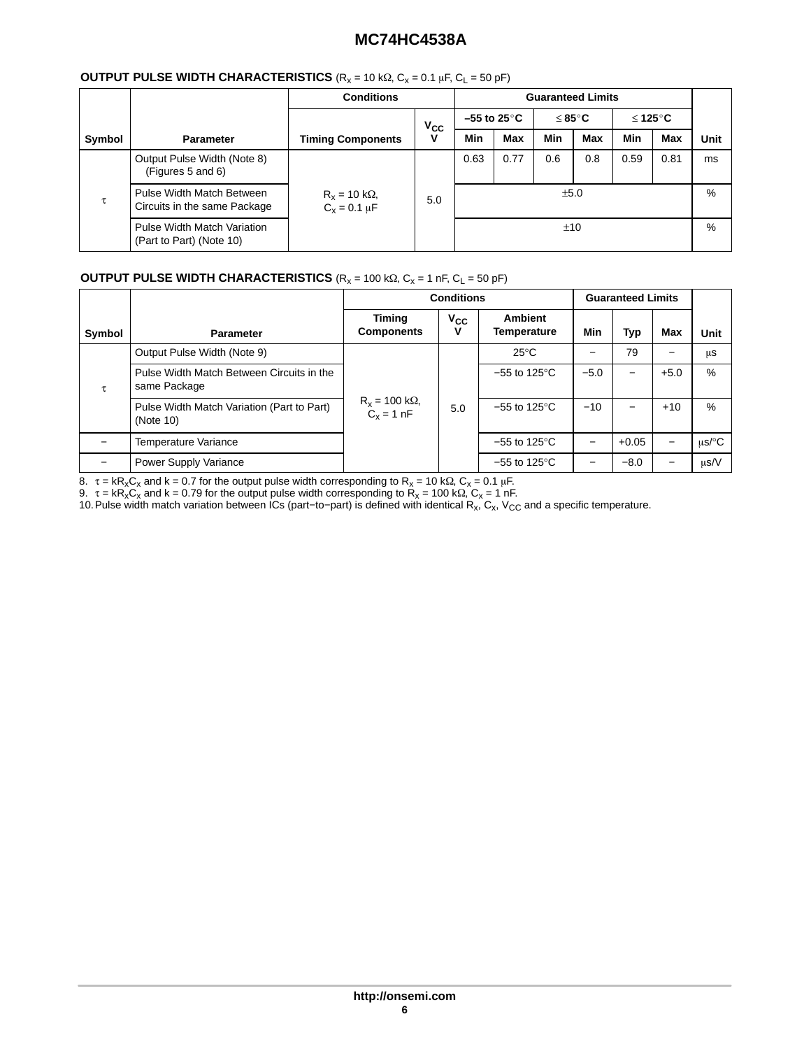**OUTPUT PULSE WIDTH CHARACTERISTICS** ($R_x$ = 10 kΩ, $C_x$ = 0.1 μF, $C_L$ = 50 pF)

| Symbol | Parameter | Conditions | | Guaranteed Limits | | | | | | Unit |
|---|---|---|---|---|---|---|---|---|---|---|
| | | Timing Components | $V_{CC}$ V | −55 to 25°C | | ≤ 85°C | | ≤ 125°C | | |
| | | | | Min | Max | Min | Max | Min | Max | |
| τ | Output Pulse Width (Note 8) (Figures 5 and 6) | $R_x$ = 10 kΩ, $C_x$ = 0.1 μF | 5.0 | 0.63 | 0.77 | 0.6 | 0.8 | 0.59 | 0.81 | ms |
| | Pulse Width Match Between Circuits in the same Package | | | ±5.0 | | | | | | % |
| | Pulse Width Match Variation (Part to Part) (Note 10) | | | ±10 | | | | | | % |

**OUTPUT PULSE WIDTH CHARACTERISTICS** ($R_x$ = 100 kΩ, $C_x$ = 1 nF, $C_L$ = 50 pF)

| Symbol | Parameter | Timing Components | $V_{CC}$ V | Ambient Temperature | Min | Typ | Max | Unit |
|---|---|---|---|---|---|---|---|---|
| τ | Output Pulse Width (Note 9) | $R_x$ = 100 kΩ, $C_x$ = 1 nF | 5.0 | 25°C | − | 79 | − | μs |
| | Pulse Width Match Between Circuits in the same Package | | | −55 to 125°C | −5.0 | − | +5.0 | % |
| | Pulse Width Match Variation (Part to Part) (Note 10) | | | −55 to 125°C | −10 | − | +10 | % |
| − | Temperature Variance | | | −55 to 125°C | − | +0.05 | − | μs/°C |
| − | Power Supply Variance | | | −55 to 125°C | − | −8.0 | − | μs/V |

8. $\tau = kR_xC_x$ and k = 0.7 for the output pulse width corresponding to $R_x$ = 10 kΩ, $C_x$ = 0.1 μF.
9. $\tau = kR_xC_x$ and k = 0.79 for the output pulse width corresponding to $R_x$ = 100 kΩ, $C_x$ = 1 nF.
10. Pulse width match variation between ICs (part−to−part) is defined with identical $R_x$, $C_x$, $V_{CC}$ and a specific temperature.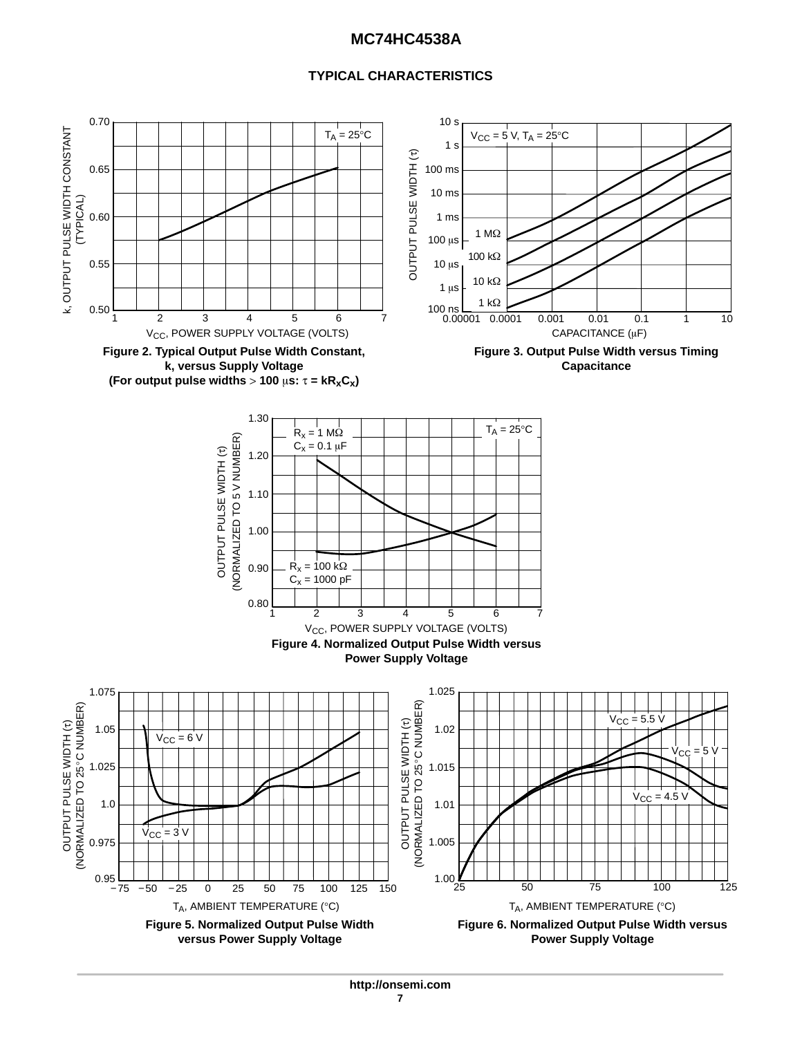## TYPICAL CHARACTERISTICS

Figure 2. Typical Output Pulse Width Constant, k, versus Supply Voltage (For output pulse widths > 100 μs: $\tau = kR_XC_X$)

Figure 3. Output Pulse Width versus Timing Capacitance

Figure 4. Normalized Output Pulse Width versus Power Supply Voltage

Figure 5. Normalized Output Pulse Width versus Power Supply Voltage

Figure 6. Normalized Output Pulse Width versus Power Supply Voltage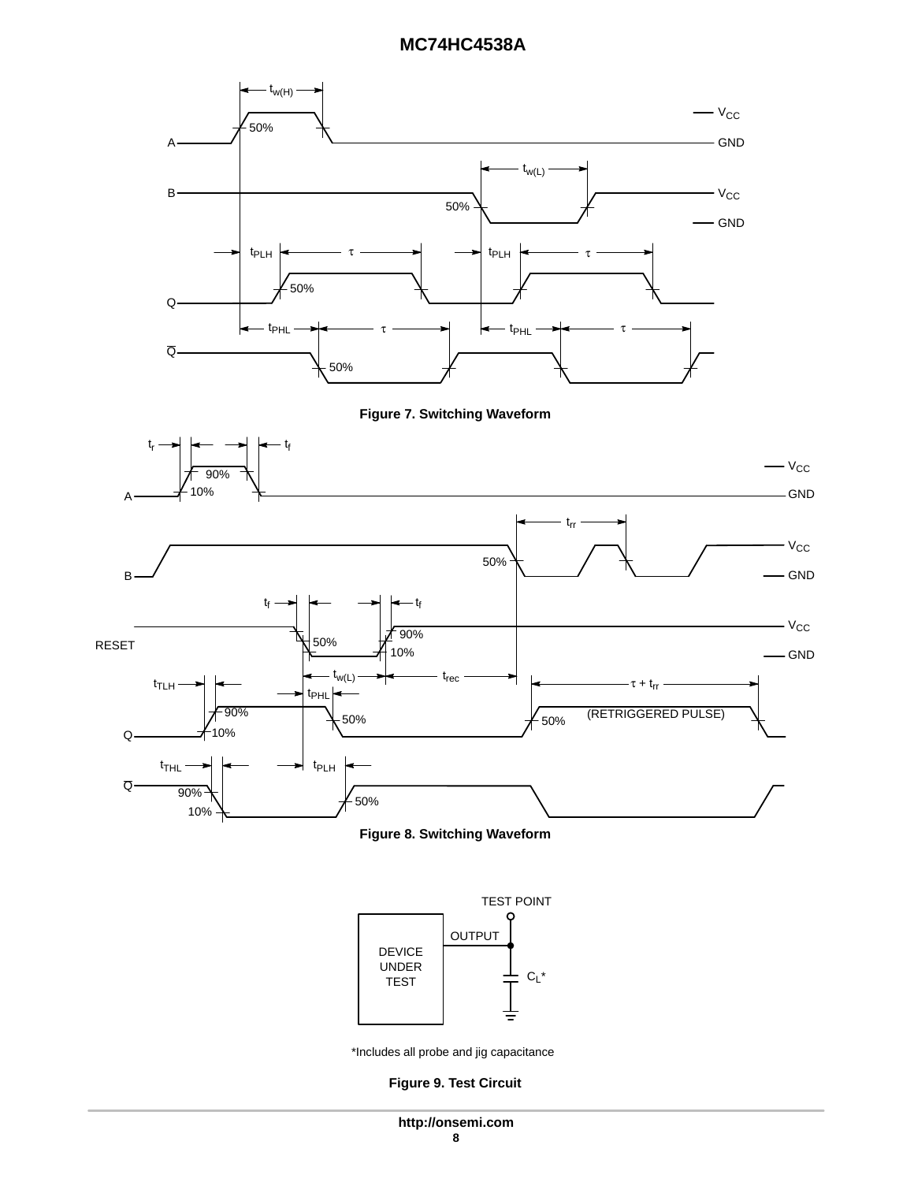Figure 7. Switching Waveform

Figure 8. Switching Waveform

TEST POINT

OUTPUT

DEVICE UNDER TEST

$C_L$*

*Includes all probe and jig capacitance

Figure 9. Test Circuit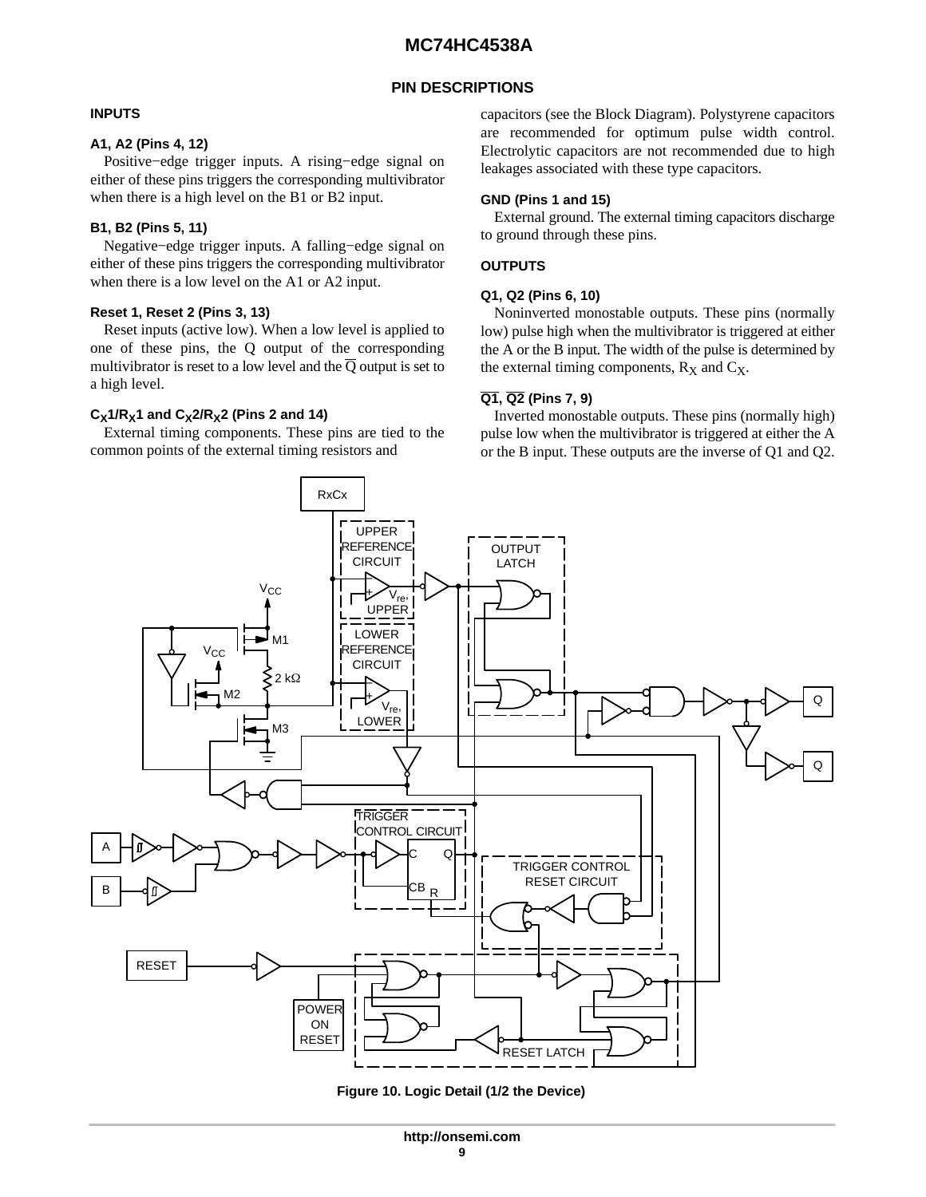## PIN DESCRIPTIONS

### INPUTS

**A1, A2 (Pins 4, 12)**

Positive−edge trigger inputs. A rising−edge signal on either of these pins triggers the corresponding multivibrator when there is a high level on the B1 or B2 input.

**B1, B2 (Pins 5, 11)**

Negative−edge trigger inputs. A falling−edge signal on either of these pins triggers the corresponding multivibrator when there is a low level on the A1 or A2 input.

**Reset 1, Reset 2 (Pins 3, 13)**

Reset inputs (active low). When a low level is applied to one of these pins, the Q output of the corresponding multivibrator is reset to a low level and the $\overline{Q}$ output is set to a high level.

**$C_X1/R_X1$ and $C_X2/R_X2$ (Pins 2 and 14)**

External timing components. These pins are tied to the common points of the external timing resistors and capacitors (see the Block Diagram). Polystyrene capacitors are recommended for optimum pulse width control. Electrolytic capacitors are not recommended due to high leakages associated with these type capacitors.

**GND (Pins 1 and 15)**

External ground. The external timing capacitors discharge to ground through these pins.

### OUTPUTS

**Q1, Q2 (Pins 6, 10)**

Noninverted monostable outputs. These pins (normally low) pulse high when the multivibrator is triggered at either the A or the B input. The width of the pulse is determined by the external timing components, $R_X$ and $C_X$.

**$\overline{Q1}$, $\overline{Q2}$ (Pins 7, 9)**

Inverted monostable outputs. These pins (normally high) pulse low when the multivibrator is triggered at either the A or the B input. These outputs are the inverse of Q1 and Q2.

Figure 10. Logic Detail (1/2 the Device)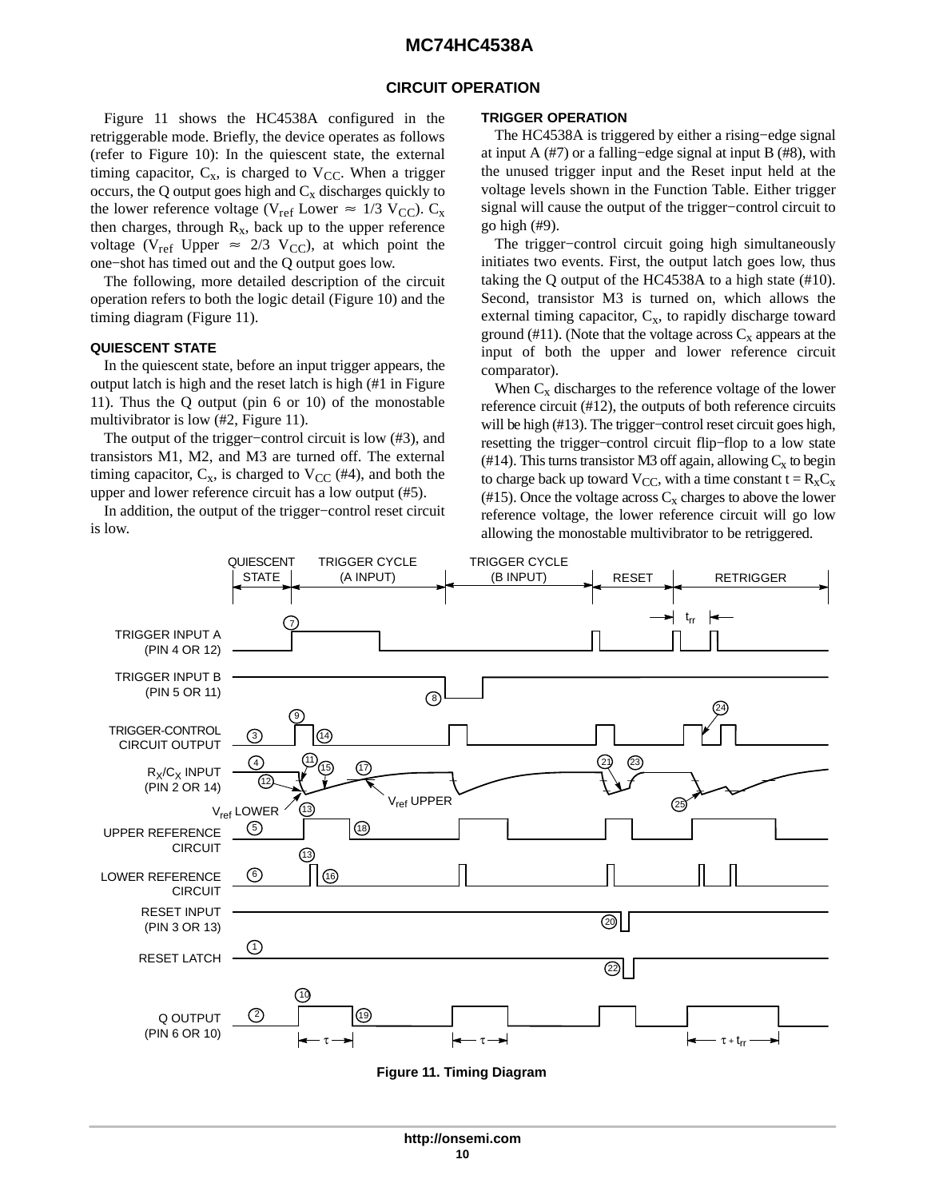## CIRCUIT OPERATION

Figure 11 shows the HC4538A configured in the retriggerable mode. Briefly, the device operates as follows (refer to Figure 10): In the quiescent state, the external timing capacitor, $C_x$, is charged to $V_{CC}$. When a trigger occurs, the Q output goes high and $C_x$ discharges quickly to the lower reference voltage ($V_{ref}$ Lower $\approx$ 1/3 $V_{CC}$). $C_x$ then charges, through $R_x$, back up to the upper reference voltage ($V_{ref}$ Upper $\approx$ 2/3 $V_{CC}$), at which point the one−shot has timed out and the Q output goes low.

The following, more detailed description of the circuit operation refers to both the logic detail (Figure 10) and the timing diagram (Figure 11).

### QUIESCENT STATE

In the quiescent state, before an input trigger appears, the output latch is high and the reset latch is high (#1 in Figure 11). Thus the Q output (pin 6 or 10) of the monostable multivibrator is low (#2, Figure 11).

The output of the trigger−control circuit is low (#3), and transistors M1, M2, and M3 are turned off. The external timing capacitor, $C_x$, is charged to $V_{CC}$ (#4), and both the upper and lower reference circuit has a low output (#5).

In addition, the output of the trigger−control reset circuit is low.

### TRIGGER OPERATION

The HC4538A is triggered by either a rising−edge signal at input A (#7) or a falling−edge signal at input B (#8), with the unused trigger input and the Reset input held at the voltage levels shown in the Function Table. Either trigger signal will cause the output of the trigger−control circuit to go high (#9).

The trigger−control circuit going high simultaneously initiates two events. First, the output latch goes low, thus taking the Q output of the HC4538A to a high state (#10). Second, transistor M3 is turned on, which allows the external timing capacitor, $C_x$, to rapidly discharge toward ground (#11). (Note that the voltage across $C_x$ appears at the input of both the upper and lower reference circuit comparator).

When $C_x$ discharges to the reference voltage of the lower reference circuit (#12), the outputs of both reference circuits will be high (#13). The trigger−control reset circuit goes high, resetting the trigger−control circuit flip−flop to a low state (#14). This turns transistor M3 off again, allowing $C_x$ to begin to charge back up toward $V_{CC}$, with a time constant $t = R_xC_x$ (#15). Once the voltage across $C_x$ charges to above the lower reference voltage, the lower reference circuit will go low allowing the monostable multivibrator to be retriggered.

Figure 11. Timing Diagram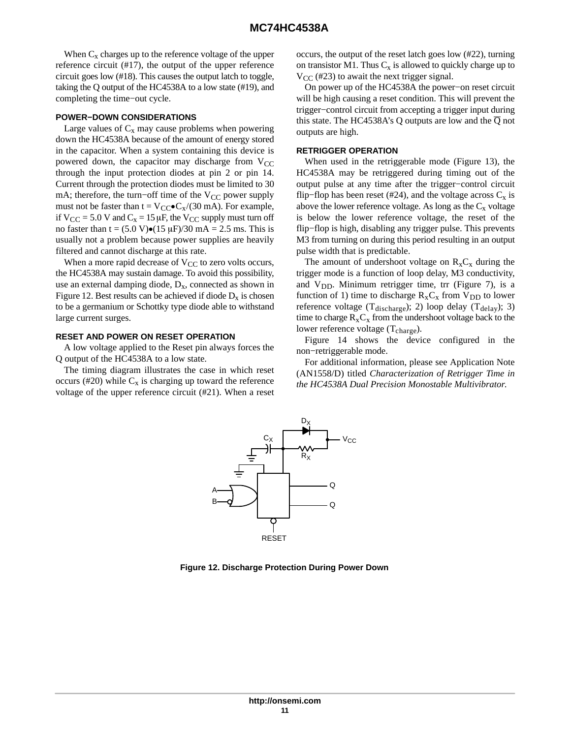When $C_x$ charges up to the reference voltage of the upper reference circuit (#17), the output of the upper reference circuit goes low (#18). This causes the output latch to toggle, taking the Q output of the HC4538A to a low state (#19), and completing the time−out cycle.

#### POWER−DOWN CONSIDERATIONS

Large values of $C_x$ may cause problems when powering down the HC4538A because of the amount of energy stored in the capacitor. When a system containing this device is powered down, the capacitor may discharge from $V_{CC}$ through the input protection diodes at pin 2 or pin 14. Current through the protection diodes must be limited to 30 mA; therefore, the turn−off time of the $V_{CC}$ power supply must not be faster than $t = V_{CC} \bullet C_X/(30\ mA)$. For example, if $V_{CC}$ = 5.0 V and $C_x$ = 15 μF, the $V_{CC}$ supply must turn off no faster than $t = (5.0\ V) \bullet (15\ \mu F)/30\ mA = 2.5\ ms$. This is usually not a problem because power supplies are heavily filtered and cannot discharge at this rate.

When a more rapid decrease of $V_{CC}$ to zero volts occurs, the HC4538A may sustain damage. To avoid this possibility, use an external damping diode, $D_x$, connected as shown in Figure 12. Best results can be achieved if diode $D_x$ is chosen to be a germanium or Schottky type diode able to withstand large current surges.

#### RESET AND POWER ON RESET OPERATION

A low voltage applied to the Reset pin always forces the Q output of the HC4538A to a low state.

The timing diagram illustrates the case in which reset occurs (#20) while $C_x$ is charging up toward the reference voltage of the upper reference circuit (#21). When a reset occurs, the output of the reset latch goes low (#22), turning on transistor M1. Thus $C_x$ is allowed to quickly charge up to $V_{CC}$ (#23) to await the next trigger signal.

On power up of the HC4538A the power−on reset circuit will be high causing a reset condition. This will prevent the trigger−control circuit from accepting a trigger input during this state. The HC4538A's Q outputs are low and the $\overline{Q}$ not outputs are high.

#### RETRIGGER OPERATION

When used in the retriggerable mode (Figure 13), the HC4538A may be retriggered during timing out of the output pulse at any time after the trigger−control circuit flip−flop has been reset (#24), and the voltage across $C_x$ is above the lower reference voltage. As long as the $C_x$ voltage is below the lower reference voltage, the reset of the flip−flop is high, disabling any trigger pulse. This prevents M3 from turning on during this period resulting in an output pulse width that is predictable.

The amount of undershoot voltage on $R_xC_x$ during the trigger mode is a function of loop delay, M3 conductivity, and $V_{DD}$. Minimum retrigger time, trr (Figure 7), is a function of 1) time to discharge $R_xC_x$ from $V_{DD}$ to lower reference voltage ($T_{discharge}$); 2) loop delay ($T_{delay}$); 3) time to charge $R_xC_x$ from the undershoot voltage back to the lower reference voltage ($T_{charge}$).

Figure 14 shows the device configured in the non−retriggerable mode.

For additional information, please see Application Note (AN1558/D) titled *Characterization of Retrigger Time in the HC4538A Dual Precision Monostable Multivibrator.*

**Figure 12. Discharge Protection During Power Down**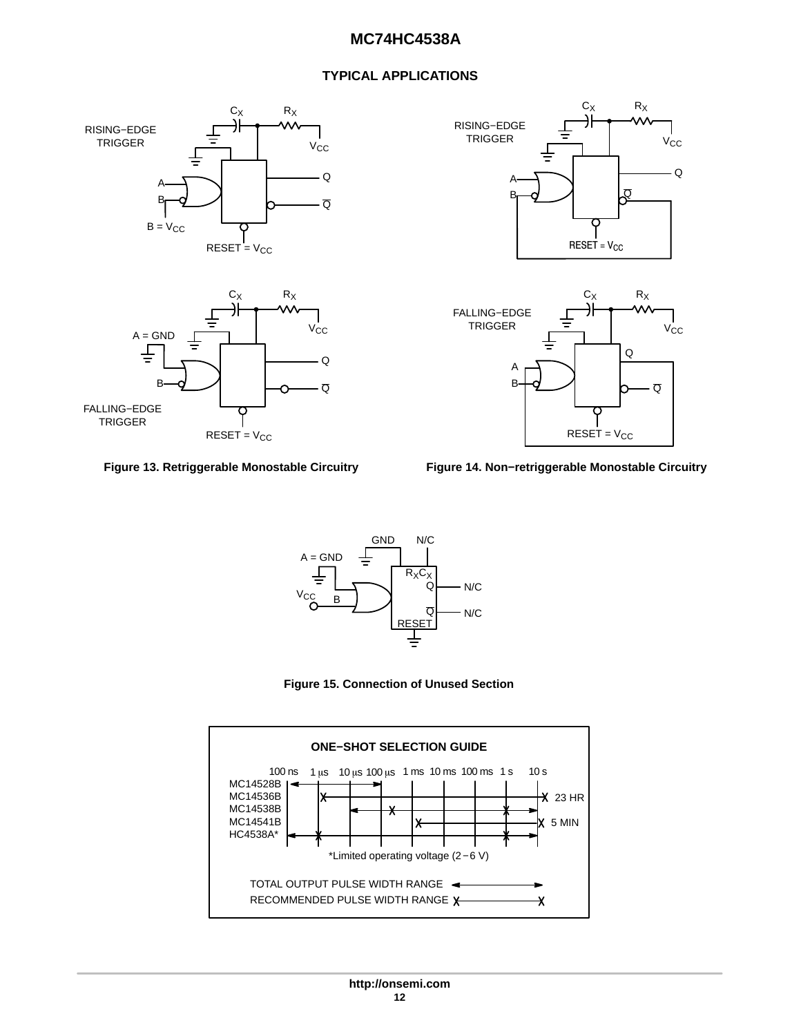## TYPICAL APPLICATIONS

Figure 13. Retriggerable Monostable Circuitry

Figure 14. Non−retriggerable Monostable Circuitry

Figure 15. Connection of Unused Section

**ONE−SHOT SELECTION GUIDE**

| | 100 ns | 1 μs | 10 μs | 100 μs | 1 ms | 10 ms | 100 ms | 1 s | 10 s | |
|---|---|---|---|---|---|---|---|---|---|---|
| MC14528B | | | | | | | | | | |
| MC14536B | | | | | | | | | | 23 HR |
| MC14538B | | | | | | | | | | |
| MC14541B | | | | | | | | | | 5 MIN |
| HC4538A* | | | | | | | | | | |

*Limited operating voltage (2 − 6 V)

TOTAL OUTPUT PULSE WIDTH RANGE

RECOMMENDED PULSE WIDTH RANGE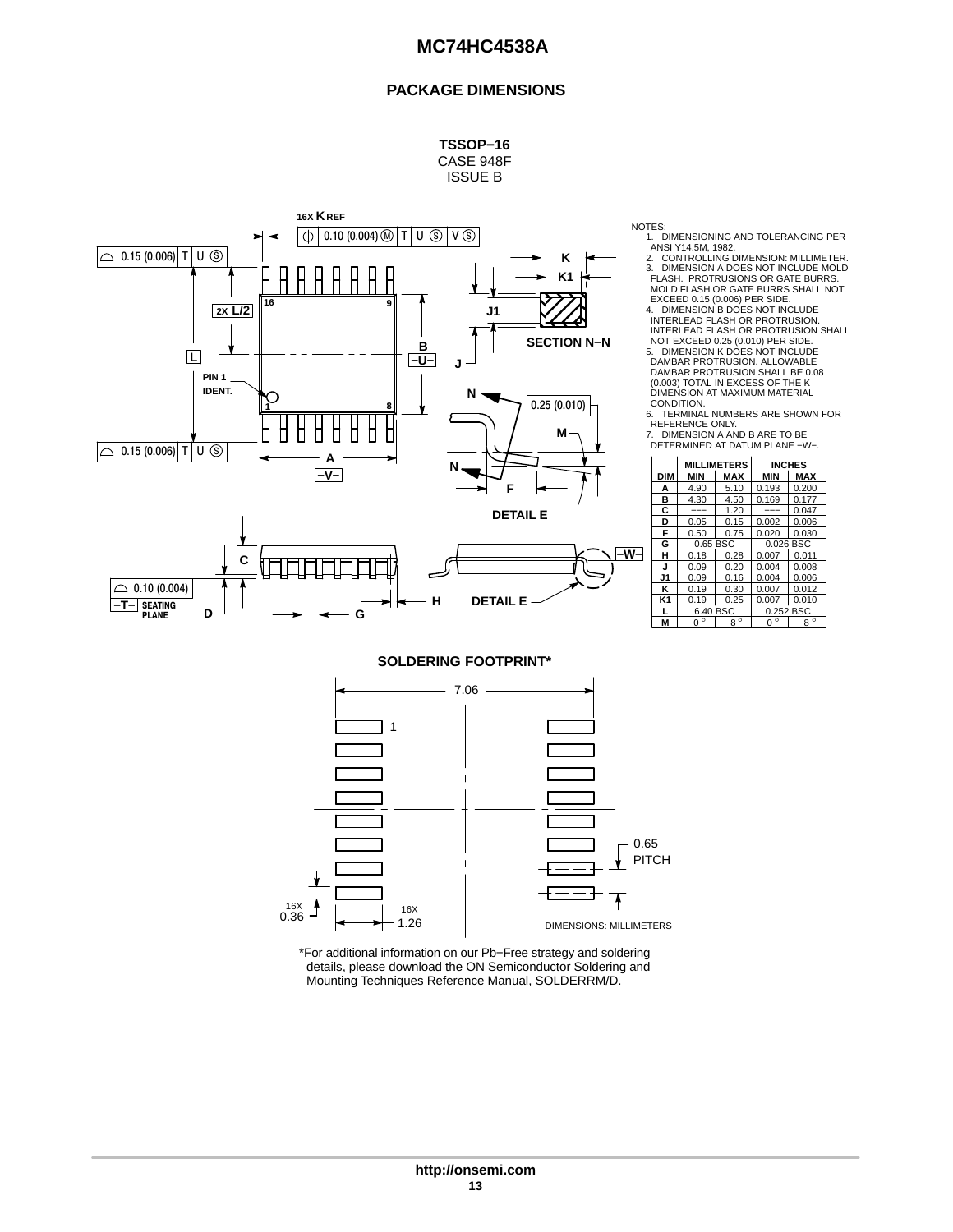## PACKAGE DIMENSIONS

**TSSOP−16**
CASE 948F
ISSUE B

NOTES:
1. DIMENSIONING AND TOLERANCING PER ANSI Y14.5M, 1982.
2. CONTROLLING DIMENSION: MILLIMETER.
3. DIMENSION A DOES NOT INCLUDE MOLD FLASH. PROTRUSIONS OR GATE BURRS. MOLD FLASH OR GATE BURRS SHALL NOT EXCEED 0.15 (0.006) PER SIDE.
4. DIMENSION B DOES NOT INCLUDE INTERLEAD FLASH OR PROTRUSION. INTERLEAD FLASH OR PROTRUSION SHALL NOT EXCEED 0.25 (0.010) PER SIDE.
5. DIMENSION K DOES NOT INCLUDE DAMBAR PROTRUSION. ALLOWABLE DAMBAR PROTRUSION SHALL BE 0.08 (0.003) TOTAL IN EXCESS OF THE K DIMENSION AT MAXIMUM MATERIAL CONDITION.
6. TERMINAL NUMBERS ARE SHOWN FOR REFERENCE ONLY.
7. DIMENSION A AND B ARE TO BE DETERMINED AT DATUM PLANE −W−.

| DIM | MILLIMETERS MIN | MILLIMETERS MAX | INCHES MIN | INCHES MAX |
|---|---|---|---|---|
| A | 4.90 | 5.10 | 0.193 | 0.200 |
| B | 4.30 | 4.50 | 0.169 | 0.177 |
| C | −−− | 1.20 | −−− | 0.047 |
| D | 0.05 | 0.15 | 0.002 | 0.006 |
| F | 0.50 | 0.75 | 0.020 | 0.030 |
| G | 0.65 BSC | | 0.026 BSC | |
| H | 0.18 | 0.28 | 0.007 | 0.011 |
| J | 0.09 | 0.20 | 0.004 | 0.008 |
| J1 | 0.09 | 0.16 | 0.004 | 0.006 |
| K | 0.19 | 0.30 | 0.007 | 0.012 |
| K1 | 0.19 | 0.25 | 0.007 | 0.010 |
| L | 6.40 BSC | | 0.252 BSC | |
| M | 0° | 8° | 0° | 8° |

### SOLDERING FOOTPRINT*

7.06

0.65 PITCH

16X 0.36

16X 1.26

DIMENSIONS: MILLIMETERS

*For additional information on our Pb−Free strategy and soldering details, please download the ON Semiconductor Soldering and Mounting Techniques Reference Manual, SOLDERRM/D.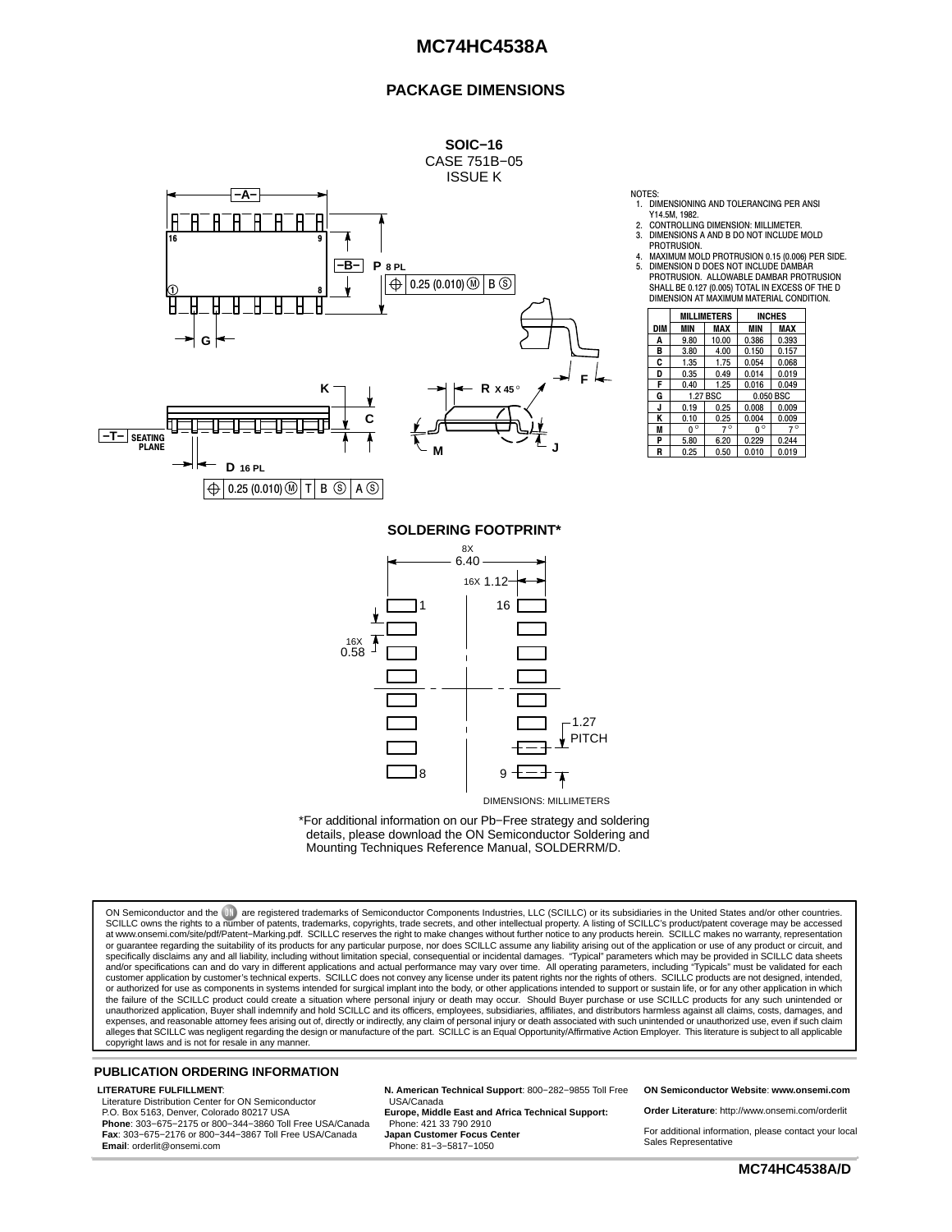## PACKAGE DIMENSIONS

**SOIC−16**
CASE 751B−05
ISSUE K

−A−
16
9
1
8
−B−
P 8 PL
0.25 (0.010) M B S
G
K
C
−T− SEATING PLANE
D 16 PL
0.25 (0.010) M T B S A S
R X 45°
M
J
F

NOTES:
1. DIMENSIONING AND TOLERANCING PER ANSI Y14.5M, 1982.
2. CONTROLLING DIMENSION: MILLIMETER.
3. DIMENSIONS A AND B DO NOT INCLUDE MOLD PROTRUSION.
4. MAXIMUM MOLD PROTRUSION 0.15 (0.006) PER SIDE.
5. DIMENSION D DOES NOT INCLUDE DAMBAR PROTRUSION. ALLOWABLE DAMBAR PROTRUSION SHALL BE 0.127 (0.005) TOTAL IN EXCESS OF THE D DIMENSION AT MAXIMUM MATERIAL CONDITION.

| | MILLIMETERS | | INCHES | |
|---|---|---|---|---|
| DIM | MIN | MAX | MIN | MAX |
| A | 9.80 | 10.00 | 0.386 | 0.393 |
| B | 3.80 | 4.00 | 0.150 | 0.157 |
| C | 1.35 | 1.75 | 0.054 | 0.068 |
| D | 0.35 | 0.49 | 0.014 | 0.019 |
| F | 0.40 | 1.25 | 0.016 | 0.049 |
| G | 1.27 BSC | | 0.050 BSC | |
| J | 0.19 | 0.25 | 0.008 | 0.009 |
| K | 0.10 | 0.25 | 0.004 | 0.009 |
| M | 0° | 7° | 0° | 7° |
| P | 5.80 | 6.20 | 0.229 | 0.244 |
| R | 0.25 | 0.50 | 0.010 | 0.019 |

### SOLDERING FOOTPRINT*

8X
6.40
16X 1.12
1
16
16X
0.58
1.27
PITCH
8
9

DIMENSIONS: MILLIMETERS

*For additional information on our Pb−Free strategy and soldering details, please download the ON Semiconductor Soldering and Mounting Techniques Reference Manual, SOLDERRM/D.

ON Semiconductor and the ON logo are registered trademarks of Semiconductor Components Industries, LLC (SCILLC) or its subsidiaries in the United States and/or other countries. SCILLC owns the rights to a number of patents, trademarks, copyrights, trade secrets, and other intellectual property. A listing of SCILLC's product/patent coverage may be accessed at www.onsemi.com/site/pdf/Patent−Marking.pdf. SCILLC reserves the right to make changes without further notice to any products herein. SCILLC makes no warranty, representation or guarantee regarding the suitability of its products for any particular purpose, nor does SCILLC assume any liability arising out of the application or use of any product or circuit, and specifically disclaims any and all liability, including without limitation special, consequential or incidental damages. "Typical" parameters which may be provided in SCILLC data sheets and/or specifications can and do vary in different applications and actual performance may vary over time. All operating parameters, including "Typicals" must be validated for each customer application by customer's technical experts. SCILLC does not convey any license under its patent rights nor the rights of others. SCILLC products are not designed, intended, or authorized for use as components in systems intended for surgical implant into the body, or other applications intended to support or sustain life, or for any other application in which the failure of the SCILLC product could create a situation where personal injury or death may occur. Should Buyer purchase or use SCILLC products for any such unintended or unauthorized application, Buyer shall indemnify and hold SCILLC and its officers, employees, subsidiaries, affiliates, and distributors harmless against all claims, costs, damages, and expenses, and reasonable attorney fees arising out of, directly or indirectly, any claim of personal injury or death associated with such unintended or unauthorized use, even if such claim alleges that SCILLC was negligent regarding the design or manufacture of the part. SCILLC is an Equal Opportunity/Affirmative Action Employer. This literature is subject to all applicable copyright laws and is not for resale in any manner.

### PUBLICATION ORDERING INFORMATION

**LITERATURE FULFILLMENT**:
Literature Distribution Center for ON Semiconductor
P.O. Box 5163, Denver, Colorado 80217 USA
**Phone**: 303−675−2175 or 800−344−3860 Toll Free USA/Canada
**Fax**: 303−675−2176 or 800−344−3867 Toll Free USA/Canada
**Email**: orderlit@onsemi.com

**N. American Technical Support**: 800−282−9855 Toll Free USA/Canada
**Europe, Middle East and Africa Technical Support:**
Phone: 421 33 790 2910
**Japan Customer Focus Center**
Phone: 81−3−5817−1050

**ON Semiconductor Website**: **www.onsemi.com**

**Order Literature**: http://www.onsemi.com/orderlit

For additional information, please contact your local Sales Representative

**MC74HC4538A/D**